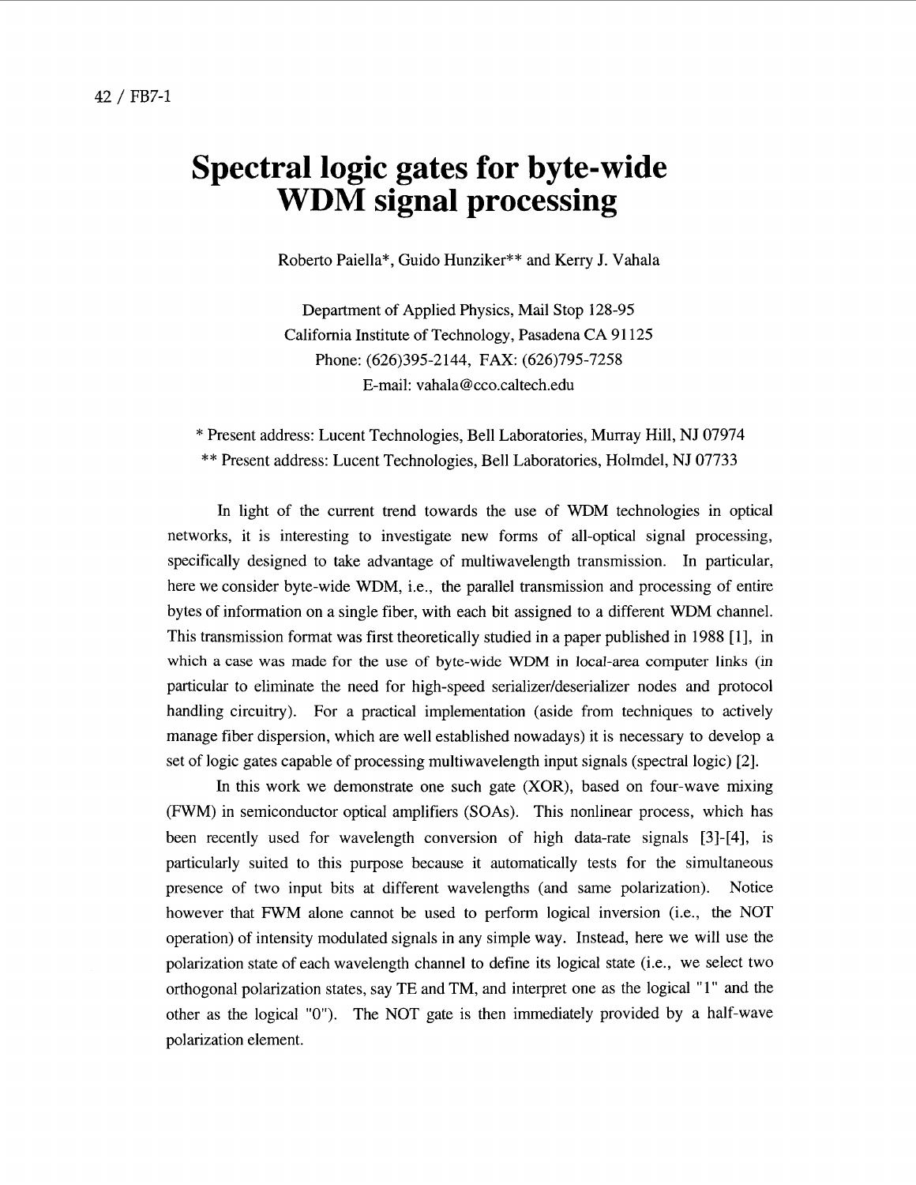# Spectral logic gates for byte-wide WDM signal processing

Roberto Paiella*, Guido Hunziker** and Kerry J. Vahala

Department of Applied Physics, Mail Stop 128-95
California Institute of Technology, Pasadena CA 91125
Phone: (626)395-2144, FAX: (626)795-7258
E-mail: vahala@cco.caltech.edu

* Present address: Lucent Technologies, Bell Laboratories, Murray Hill, NJ 07974
** Present address: Lucent Technologies, Bell Laboratories, Holmdel, NJ 07733

In light of the current trend towards the use of WDM technologies in optical networks, it is interesting to investigate new forms of all-optical signal processing, specifically designed to take advantage of multiwavelength transmission. In particular, here we consider byte-wide WDM, i.e., the parallel transmission and processing of entire bytes of information on a single fiber, with each bit assigned to a different WDM channel. This transmission format was first theoretically studied in a paper published in 1988 [1], in which a case was made for the use of byte-wide WDM in local-area computer links (in particular to eliminate the need for high-speed serializer/deserializer nodes and protocol handling circuitry). For a practical implementation (aside from techniques to actively manage fiber dispersion, which are well established nowadays) it is necessary to develop a set of logic gates capable of processing multiwavelength input signals (spectral logic) [2].

In this work we demonstrate one such gate (XOR), based on four-wave mixing (FWM) in semiconductor optical amplifiers (SOAs). This nonlinear process, which has been recently used for wavelength conversion of high data-rate signals [3]-[4], is particularly suited to this purpose because it automatically tests for the simultaneous presence of two input bits at different wavelengths (and same polarization). Notice however that FWM alone cannot be used to perform logical inversion (i.e., the NOT operation) of intensity modulated signals in any simple way. Instead, here we will use the polarization state of each wavelength channel to define its logical state (i.e., we select two orthogonal polarization states, say TE and TM, and interpret one as the logical "1" and the other as the logical "0"). The NOT gate is then immediately provided by a half-wave polarization element.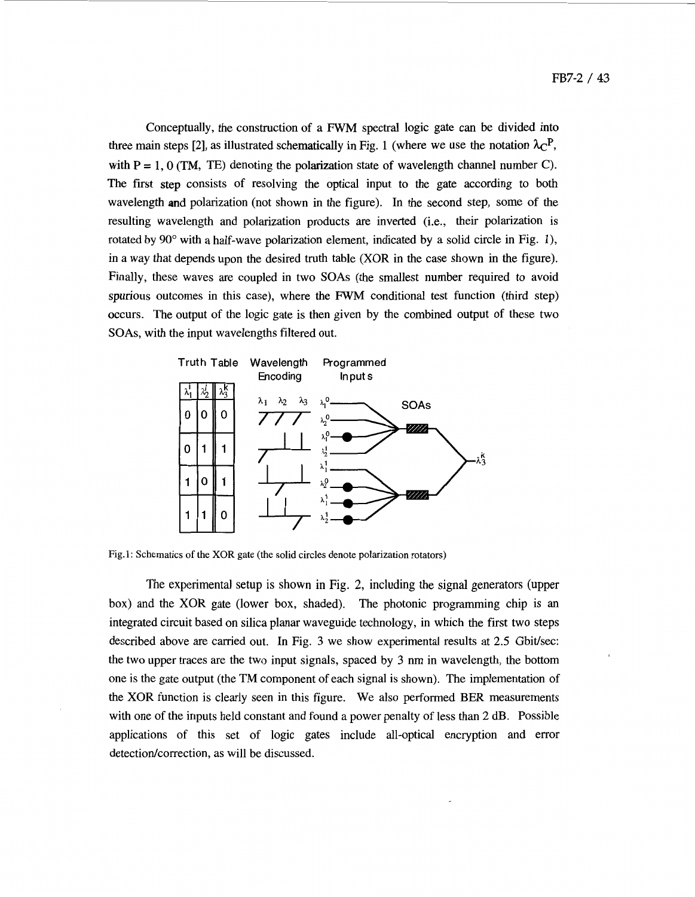Conceptually, the construction of a FWM spectral logic gate can be divided into three main steps [2], as illustrated schematically in Fig. 1 (where we use the notation $\lambda_C^P$, with P = 1, 0 (TM, TE) denoting the polarization state of wavelength channel number C). The first step consists of resolving the optical input to the gate according to both wavelength and polarization (not shown in the figure). In the second step, some of the resulting wavelength and polarization products are inverted (i.e., their polarization is rotated by 90° with a half-wave polarization element, indicated by a solid circle in Fig. 1), in a way that depends upon the desired truth table (XOR in the case shown in the figure). Finally, these waves are coupled in two SOAs (the smallest number required to avoid spurious outcomes in this case), where the FWM conditional test function (third step) occurs. The output of the logic gate is then given by the combined output of these two SOAs, with the input wavelengths filtered out.

| $\lambda_1^i$ | $\lambda_2^j$ | $\lambda_3^k$ |
|---|---|---|
| 0 | 0 | 0 |
| 0 | 1 | 1 |
| 1 | 0 | 1 |
| 1 | 1 | 0 |

Fig.1: Schematics of the XOR gate (the solid circles denote polarization rotators)

The experimental setup is shown in Fig. 2, including the signal generators (upper box) and the XOR gate (lower box, shaded). The photonic programming chip is an integrated circuit based on silica planar waveguide technology, in which the first two steps described above are carried out. In Fig. 3 we show experimental results at 2.5 Gbit/sec: the two upper traces are the two input signals, spaced by 3 nm in wavelength, the bottom one is the gate output (the TM component of each signal is shown). The implementation of the XOR function is clearly seen in this figure. We also performed BER measurements with one of the inputs held constant and found a power penalty of less than 2 dB. Possible applications of this set of logic gates include all-optical encryption and error detection/correction, as will be discussed.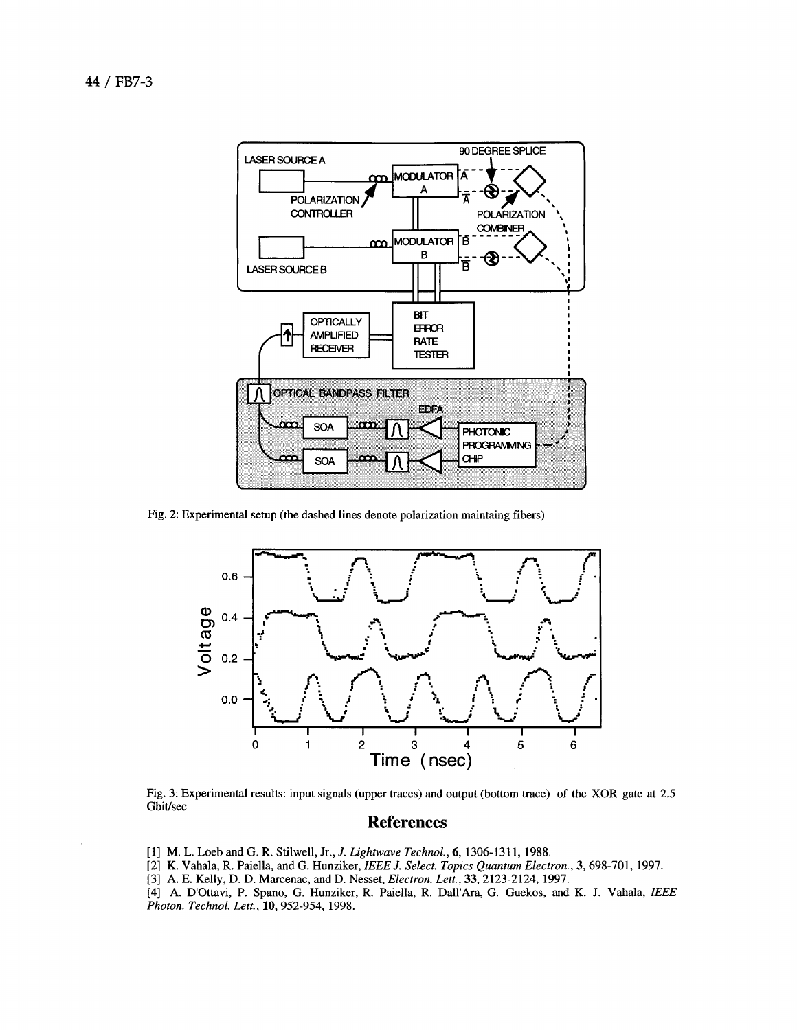LASER SOURCE A

90 DEGREE SPLICE

MODULATOR A

A

$\bar{A}$

POLARIZATION CONTROLLER

POLARIZATION COMBINER

MODULATOR B

B

$\bar{B}$

LASER SOURCE B

OPTICALLY AMPLIFIED RECEIVER

BIT ERROR RATE TESTER

OPTICAL BANDPASS FILTER

EDFA

SOA

SOA

PHOTONIC PROGRAMMING CHIP

Fig. 2: Experimental setup (the dashed lines denote polarization maintaing fibers)

Voltage

0.6

0.4

0.2

0.0

0 1 2 3 4 5 6

Time (nsec)

Fig. 3: Experimental results: input signals (upper traces) and output (bottom trace) of the XOR gate at 2.5 Gbit/sec

## References

[1] M. L. Loeb and G. R. Stilwell, Jr., *J. Lightwave Technol.*, **6**, 1306-1311, 1988.

[2] K. Vahala, R. Paiella, and G. Hunziker, *IEEE J. Select. Topics Quantum Electron.*, **3**, 698-701, 1997.

[3] A. E. Kelly, D. D. Marcenac, and D. Nesset, *Electron. Lett.*, **33**, 2123-2124, 1997.

[4] A. D'Ottavi, P. Spano, G. Hunziker, R. Paiella, R. Dall'Ara, G. Guekos, and K. J. Vahala, *IEEE Photon. Technol. Lett.*, **10**, 952-954, 1998.